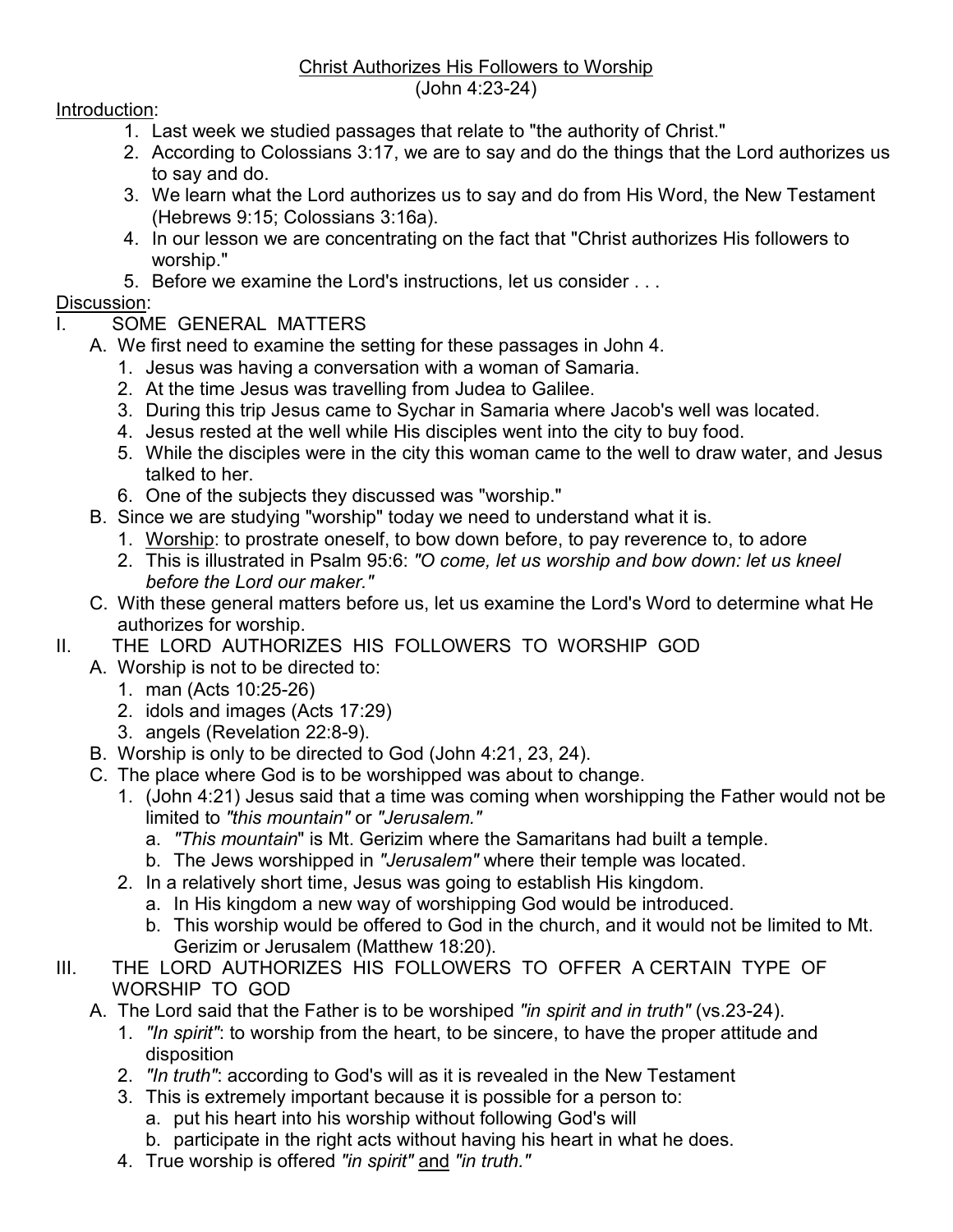# Christ Authorizes His Followers to Worship

(John 4:23-24)

Introduction:

1. Last week we studied passages that relate to "the authority of Christ."
2. According to Colossians 3:17, we are to say and do the things that the Lord authorizes us to say and do.
3. We learn what the Lord authorizes us to say and do from His Word, the New Testament (Hebrews 9:15; Colossians 3:16a).
4. In our lesson we are concentrating on the fact that "Christ authorizes His followers to worship."
5. Before we examine the Lord's instructions, let us consider . . .

Discussion:

I. SOME GENERAL MATTERS

- A. We first need to examine the setting for these passages in John 4.
  1. Jesus was having a conversation with a woman of Samaria.
  2. At the time Jesus was travelling from Judea to Galilee.
  3. During this trip Jesus came to Sychar in Samaria where Jacob's well was located.
  4. Jesus rested at the well while His disciples went into the city to buy food.
  5. While the disciples were in the city this woman came to the well to draw water, and Jesus talked to her.
  6. One of the subjects they discussed was "worship."
- B. Since we are studying "worship" today we need to understand what it is.
  1. Worship: to prostrate oneself, to bow down before, to pay reverence to, to adore
  2. This is illustrated in Psalm 95:6: *"O come, let us worship and bow down: let us kneel before the Lord our maker."*
- C. With these general matters before us, let us examine the Lord's Word to determine what He authorizes for worship.

II. THE LORD AUTHORIZES HIS FOLLOWERS TO WORSHIP GOD

- A. Worship is not to be directed to:
  1. man (Acts 10:25-26)
  2. idols and images (Acts 17:29)
  3. angels (Revelation 22:8-9).
- B. Worship is only to be directed to God (John 4:21, 23, 24).
- C. The place where God is to be worshipped was about to change.
  1. (John 4:21) Jesus said that a time was coming when worshipping the Father would not be limited to *"this mountain"* or *"Jerusalem."*
     - a. *"This mountain*" is Mt. Gerizim where the Samaritans had built a temple.
     - b. The Jews worshipped in *"Jerusalem"* where their temple was located.
  2. In a relatively short time, Jesus was going to establish His kingdom.
     - a. In His kingdom a new way of worshipping God would be introduced.
     - b. This worship would be offered to God in the church, and it would not be limited to Mt. Gerizim or Jerusalem (Matthew 18:20).

III. THE LORD AUTHORIZES HIS FOLLOWERS TO OFFER A CERTAIN TYPE OF WORSHIP TO GOD

- A. The Lord said that the Father is to be worshiped *"in spirit and in truth"* (vs.23-24).
  1. *"In spirit"*: to worship from the heart, to be sincere, to have the proper attitude and disposition
  2. *"In truth"*: according to God's will as it is revealed in the New Testament
  3. This is extremely important because it is possible for a person to:
     - a. put his heart into his worship without following God's will
     - b. participate in the right acts without having his heart in what he does.
  4. True worship is offered *"in spirit"* and *"in truth."*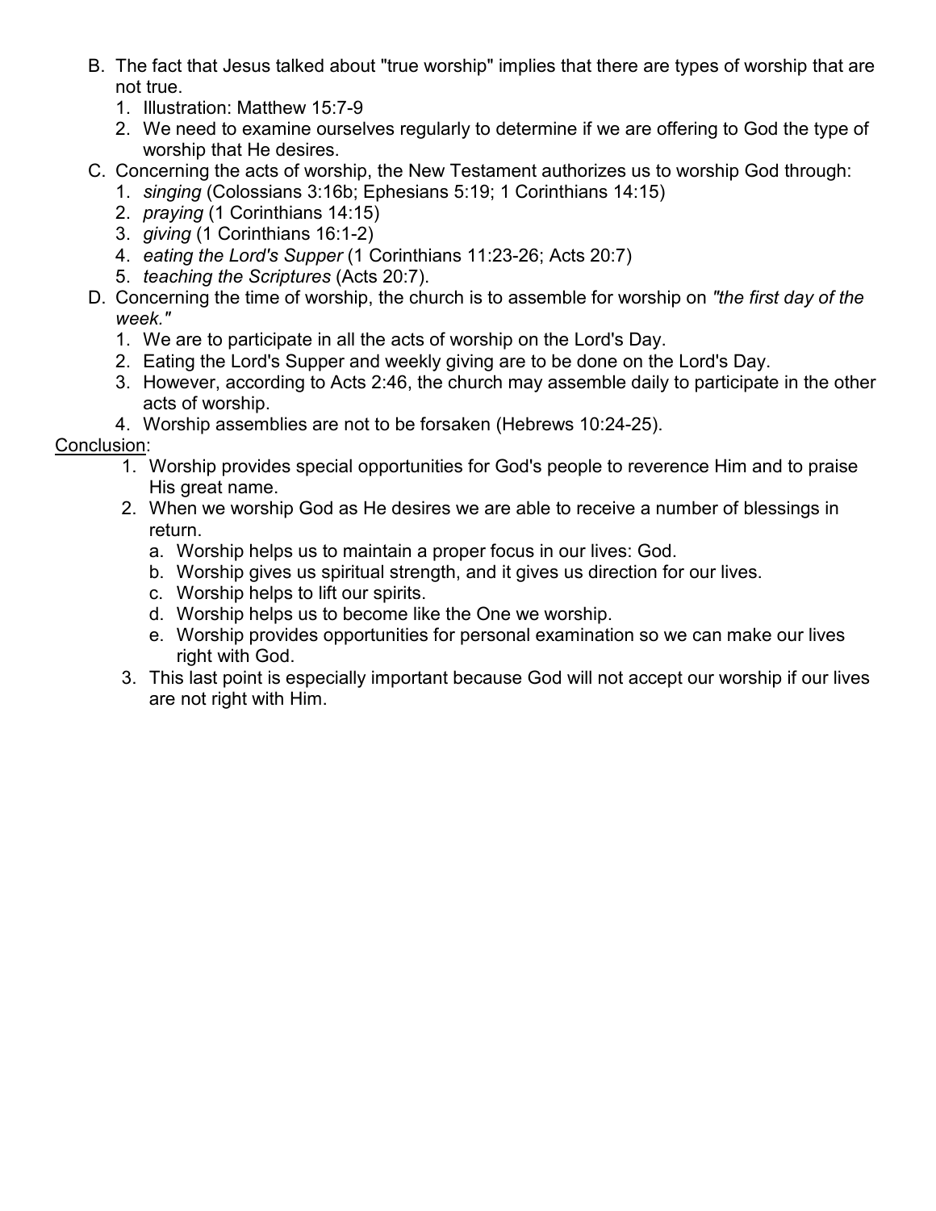B. The fact that Jesus talked about "true worship" implies that there are types of worship that are not true.
   1. Illustration: Matthew 15:7-9
   2. We need to examine ourselves regularly to determine if we are offering to God the type of worship that He desires.

C. Concerning the acts of worship, the New Testament authorizes us to worship God through:
   1. *singing* (Colossians 3:16b; Ephesians 5:19; 1 Corinthians 14:15)
   2. *praying* (1 Corinthians 14:15)
   3. *giving* (1 Corinthians 16:1-2)
   4. *eating the Lord's Supper* (1 Corinthians 11:23-26; Acts 20:7)
   5. *teaching the Scriptures* (Acts 20:7).

D. Concerning the time of worship, the church is to assemble for worship on *"the first day of the week."*
   1. We are to participate in all the acts of worship on the Lord's Day.
   2. Eating the Lord's Supper and weekly giving are to be done on the Lord's Day.
   3. However, according to Acts 2:46, the church may assemble daily to participate in the other acts of worship.
   4. Worship assemblies are not to be forsaken (Hebrews 10:24-25).

<u>Conclusion</u>:

1. Worship provides special opportunities for God's people to reverence Him and to praise His great name.
2. When we worship God as He desires we are able to receive a number of blessings in return.
   a. Worship helps us to maintain a proper focus in our lives: God.
   b. Worship gives us spiritual strength, and it gives us direction for our lives.
   c. Worship helps to lift our spirits.
   d. Worship helps us to become like the One we worship.
   e. Worship provides opportunities for personal examination so we can make our lives right with God.
3. This last point is especially important because God will not accept our worship if our lives are not right with Him.